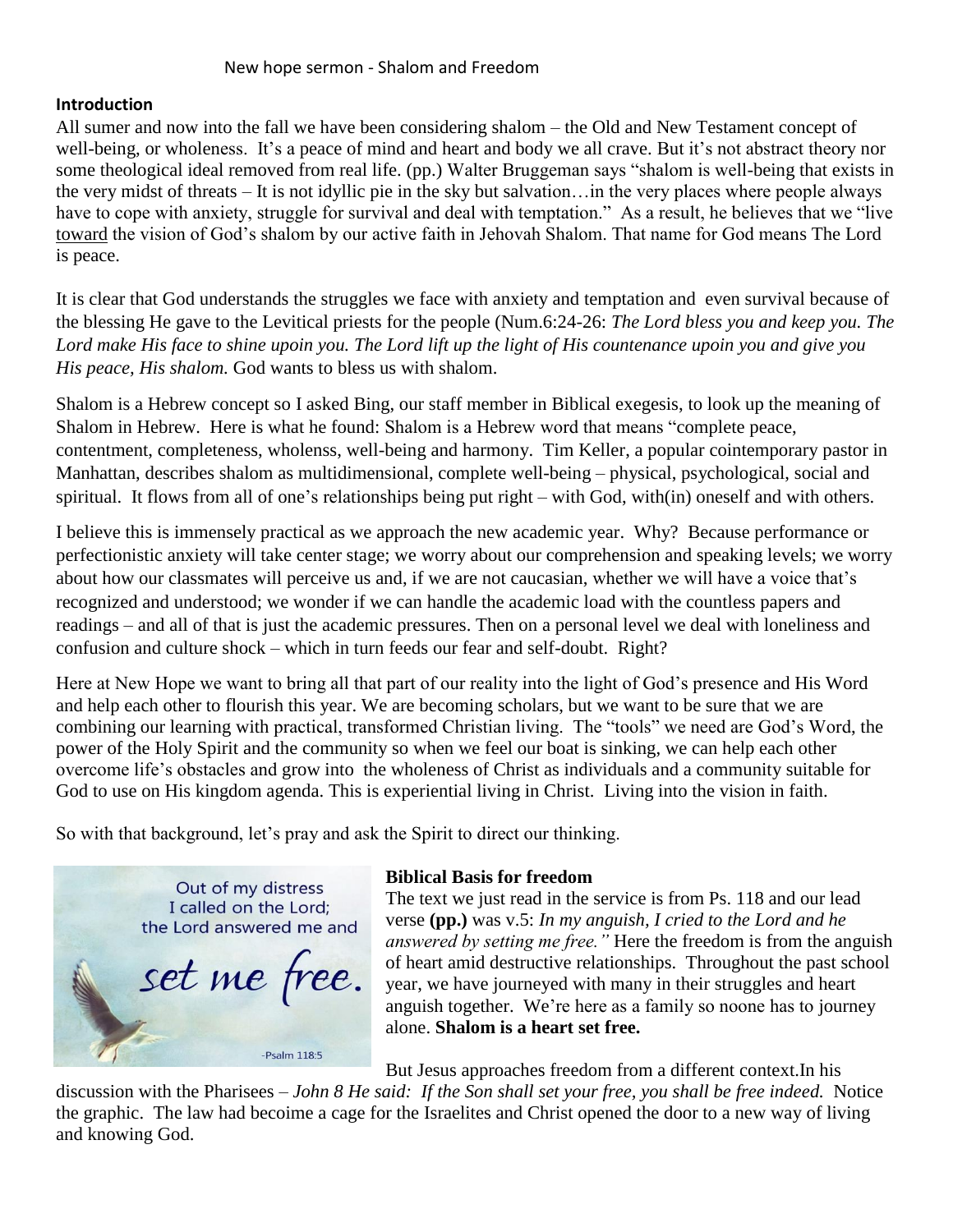New hope sermon - Shalom and Freedom

**Introduction**

All sumer and now into the fall we have been considering shalom – the Old and New Testament concept of well-being, or wholeness. It's a peace of mind and heart and body we all crave. But it's not abstract theory nor some theological ideal removed from real life. (pp.) Walter Bruggeman says "shalom is well-being that exists in the very midst of threats – It is not idyllic pie in the sky but salvation…in the very places where people always have to cope with anxiety, struggle for survival and deal with temptation." As a result, he believes that we "live toward the vision of God's shalom by our active faith in Jehovah Shalom. That name for God means The Lord is peace.

It is clear that God understands the struggles we face with anxiety and temptation and even survival because of the blessing He gave to the Levitical priests for the people (Num.6:24-26: *The Lord bless you and keep you. The Lord make His face to shine upoin you. The Lord lift up the light of His countenance upoin you and give you His peace, His shalom.* God wants to bless us with shalom.

Shalom is a Hebrew concept so I asked Bing, our staff member in Biblical exegesis, to look up the meaning of Shalom in Hebrew. Here is what he found: Shalom is a Hebrew word that means "complete peace, contentment, completeness, wholenss, well-being and harmony. Tim Keller, a popular cointemporary pastor in Manhattan, describes shalom as multidimensional, complete well-being – physical, psychological, social and spiritual. It flows from all of one's relationships being put right – with God, with(in) oneself and with others.

I believe this is immensely practical as we approach the new academic year. Why? Because performance or perfectionistic anxiety will take center stage; we worry about our comprehension and speaking levels; we worry about how our classmates will perceive us and, if we are not caucasian, whether we will have a voice that's recognized and understood; we wonder if we can handle the academic load with the countless papers and readings – and all of that is just the academic pressures. Then on a personal level we deal with loneliness and confusion and culture shock – which in turn feeds our fear and self-doubt. Right?

Here at New Hope we want to bring all that part of our reality into the light of God's presence and His Word and help each other to flourish this year. We are becoming scholars, but we want to be sure that we are combining our learning with practical, transformed Christian living. The "tools" we need are God's Word, the power of the Holy Spirit and the community so when we feel our boat is sinking, we can help each other overcome life's obstacles and grow into the wholeness of Christ as individuals and a community suitable for God to use on His kingdom agenda. This is experiential living in Christ. Living into the vision in faith.

So with that background, let's pray and ask the Spirit to direct our thinking.

Out of my distress I called on the Lord; the Lord answered me and set me free.

-Psalm 118:5

**Biblical Basis for freedom**

The text we just read in the service is from Ps. 118 and our lead verse **(pp.)** was v.5: *In my anguish, I cried to the Lord and he answered by setting me free."* Here the freedom is from the anguish of heart amid destructive relationships. Throughout the past school year, we have journeyed with many in their struggles and heart anguish together. We're here as a family so noone has to journey alone. **Shalom is a heart set free.**

But Jesus approaches freedom from a different context.In his discussion with the Pharisees – *John 8 He said: If the Son shall set your free, you shall be free indeed.* Notice the graphic. The law had becoime a cage for the Israelites and Christ opened the door to a new way of living and knowing God.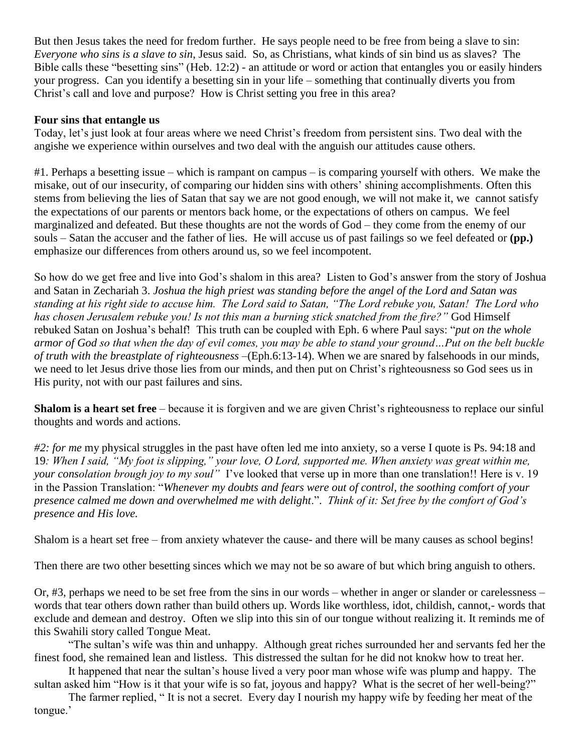But then Jesus takes the need for fredom further. He says people need to be free from being a slave to sin: *Everyone who sins is a slave to sin*, Jesus said. So, as Christians, what kinds of sin bind us as slaves? The Bible calls these "besetting sins" (Heb. 12:2) - an attitude or word or action that entangles you or easily hinders your progress. Can you identify a besetting sin in your life – something that continually diverts you from Christ's call and love and purpose? How is Christ setting you free in this area?

**Four sins that entangle us**

Today, let's just look at four areas where we need Christ's freedom from persistent sins. Two deal with the angishe we experience within ourselves and two deal with the anguish our attitudes cause others.

#1. Perhaps a besetting issue – which is rampant on campus – is comparing yourself with others. We make the misake, out of our insecurity, of comparing our hidden sins with others' shining accomplishments. Often this stems from believing the lies of Satan that say we are not good enough, we will not make it, we cannot satisfy the expectations of our parents or mentors back home, or the expectations of others on campus. We feel marginalized and defeated. But these thoughts are not the words of God – they come from the enemy of our souls – Satan the accuser and the father of lies. He will accuse us of past failings so we feel defeated or **(pp.)** emphasize our differences from others around us, so we feel incompotent.

So how do we get free and live into God's shalom in this area? Listen to God's answer from the story of Joshua and Satan in Zechariah 3. *Joshua the high priest was standing before the angel of the Lord and Satan was standing at his right side to accuse him. The Lord said to Satan, "The Lord rebuke you, Satan! The Lord who has chosen Jerusalem rebuke you! Is not this man a burning stick snatched from the fire?"* God Himself rebuked Satan on Joshua's behalf! This truth can be coupled with Eph. 6 where Paul says: "*put on the whole armor of God so that when the day of evil comes, you may be able to stand your ground…Put on the belt buckle of truth with the breastplate of righteousness* –(Eph.6:13-14). When we are snared by falsehoods in our minds, we need to let Jesus drive those lies from our minds, and then put on Christ's righteousness so God sees us in His purity, not with our past failures and sins.

**Shalom is a heart set free** – because it is forgiven and we are given Christ's righteousness to replace our sinful thoughts and words and actions.

*#2: for me* my physical struggles in the past have often led me into anxiety, so a verse I quote is Ps. 94:18 and 19*: When I said, "My foot is slipping," your love, O Lord, supported me. When anxiety was great within me, your consolation brough joy to my soul"* I've looked that verse up in more than one translation!! Here is v. 19 in the Passion Translation: "*Whenever my doubts and fears were out of control, the soothing comfort of your presence calmed me down and overwhelmed me with delight*.". *Think of it: Set free by the comfort of God's presence and His love.*

Shalom is a heart set free – from anxiety whatever the cause- and there will be many causes as school begins!

Then there are two other besetting sinces which we may not be so aware of but which bring anguish to others.

Or, #3, perhaps we need to be set free from the sins in our words – whether in anger or slander or carelessness – words that tear others down rather than build others up. Words like worthless, idot, childish, cannot,- words that exclude and demean and destroy. Often we slip into this sin of our tongue without realizing it. It reminds me of this Swahili story called Tongue Meat.

"The sultan's wife was thin and unhappy. Although great riches surrounded her and servants fed her the finest food, she remained lean and listless. This distressed the sultan for he did not knokw how to treat her.

It happened that near the sultan's house lived a very poor man whose wife was plump and happy. The sultan asked him "How is it that your wife is so fat, joyous and happy? What is the secret of her well-being?"

The farmer replied, " It is not a secret. Every day I nourish my happy wife by feeding her meat of the tongue.'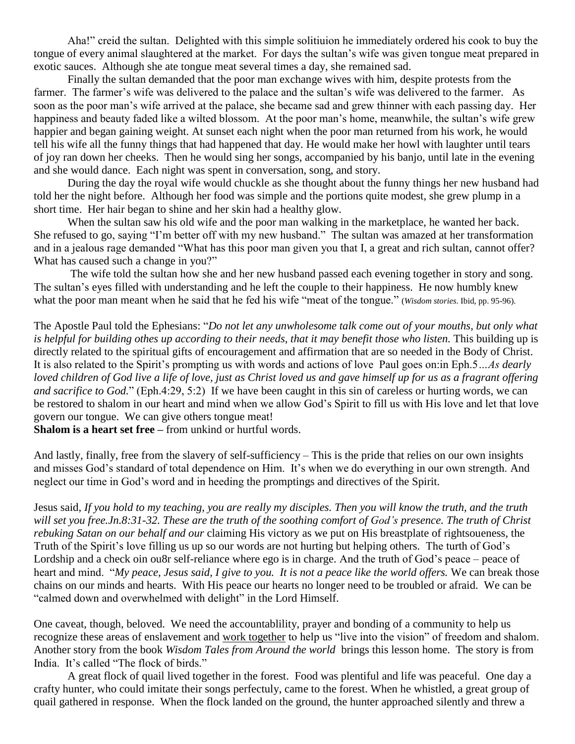Aha!" creid the sultan. Delighted with this simple solitiuion he immediately ordered his cook to buy the tongue of every animal slaughtered at the market. For days the sultan's wife was given tongue meat prepared in exotic sauces. Although she ate tongue meat several times a day, she remained sad.

Finally the sultan demanded that the poor man exchange wives with him, despite protests from the farmer. The farmer's wife was delivered to the palace and the sultan's wife was delivered to the farmer. As soon as the poor man's wife arrived at the palace, she became sad and grew thinner with each passing day. Her happiness and beauty faded like a wilted blossom. At the poor man's home, meanwhile, the sultan's wife grew happier and began gaining weight. At sunset each night when the poor man returned from his work, he would tell his wife all the funny things that had happened that day. He would make her howl with laughter until tears of joy ran down her cheeks. Then he would sing her songs, accompanied by his banjo, until late in the evening and she would dance. Each night was spent in conversation, song, and story.

During the day the royal wife would chuckle as she thought about the funny things her new husband had told her the night before. Although her food was simple and the portions quite modest, she grew plump in a short time. Her hair began to shine and her skin had a healthy glow.

When the sultan saw his old wife and the poor man walking in the marketplace, he wanted her back. She refused to go, saying "I'm better off with my new husband." The sultan was amazed at her transformation and in a jealous rage demanded "What has this poor man given you that I, a great and rich sultan, cannot offer? What has caused such a change in you?"

The wife told the sultan how she and her new husband passed each evening together in story and song. The sultan's eyes filled with understanding and he left the couple to their happiness. He now humbly knew what the poor man meant when he said that he fed his wife "meat of the tongue." (*Wisdom stories.* Ibid, pp. 95-96).

The Apostle Paul told the Ephesians: "*Do not let any unwholesome talk come out of your mouths, but only what is helpful for building othes up according to their needs, that it may benefit those who listen.* This building up is directly related to the spiritual gifts of encouragement and affirmation that are so needed in the Body of Christ. It is also related to the Spirit's prompting us with words and actions of love Paul goes on:in Eph.5*…As dearly loved children of God live a life of love, just as Christ loved us and gave himself up for us as a fragrant offering and sacrifice to God.*" (Eph.4:29, 5:2) If we have been caught in this sin of careless or hurting words, we can be restored to shalom in our heart and mind when we allow God's Spirit to fill us with His love and let that love govern our tongue. We can give others tongue meat!

**Shalom is a heart set free –** from unkind or hurtful words.

And lastly, finally, free from the slavery of self-sufficiency – This is the pride that relies on our own insights and misses God's standard of total dependence on Him. It's when we do everything in our own strength. And neglect our time in God's word and in heeding the promptings and directives of the Spirit.

Jesus said, *If you hold to my teaching, you are really my disciples. Then you will know the truth, and the truth will set you free.Jn.8:31-32. These are the truth of the soothing comfort of God's presence. The truth of Christ rebuking Satan on our behalf and our* claiming His victory as we put on His breastplate of rightsoueness, the Truth of the Spirit's love filling us up so our words are not hurting but helping others. The turth of God's Lordship and a check oin ou8r self-reliance where ego is in charge. And the truth of God's peace – peace of heart and mind. "*My peace, Jesus said, I give to you. It is not a peace like the world offers.* We can break those chains on our minds and hearts. With His peace our hearts no longer need to be troubled or afraid. We can be "calmed down and overwhelmed with delight" in the Lord Himself.

One caveat, though, beloved. We need the accountablility, prayer and bonding of a community to help us recognize these areas of enslavement and work together to help us "live into the vision" of freedom and shalom. Another story from the book *Wisdom Tales from Around the world* brings this lesson home. The story is from India. It's called "The flock of birds."

A great flock of quail lived together in the forest. Food was plentiful and life was peaceful. One day a crafty hunter, who could imitate their songs perfectuly, came to the forest. When he whistled, a great group of quail gathered in response. When the flock landed on the ground, the hunter approached silently and threw a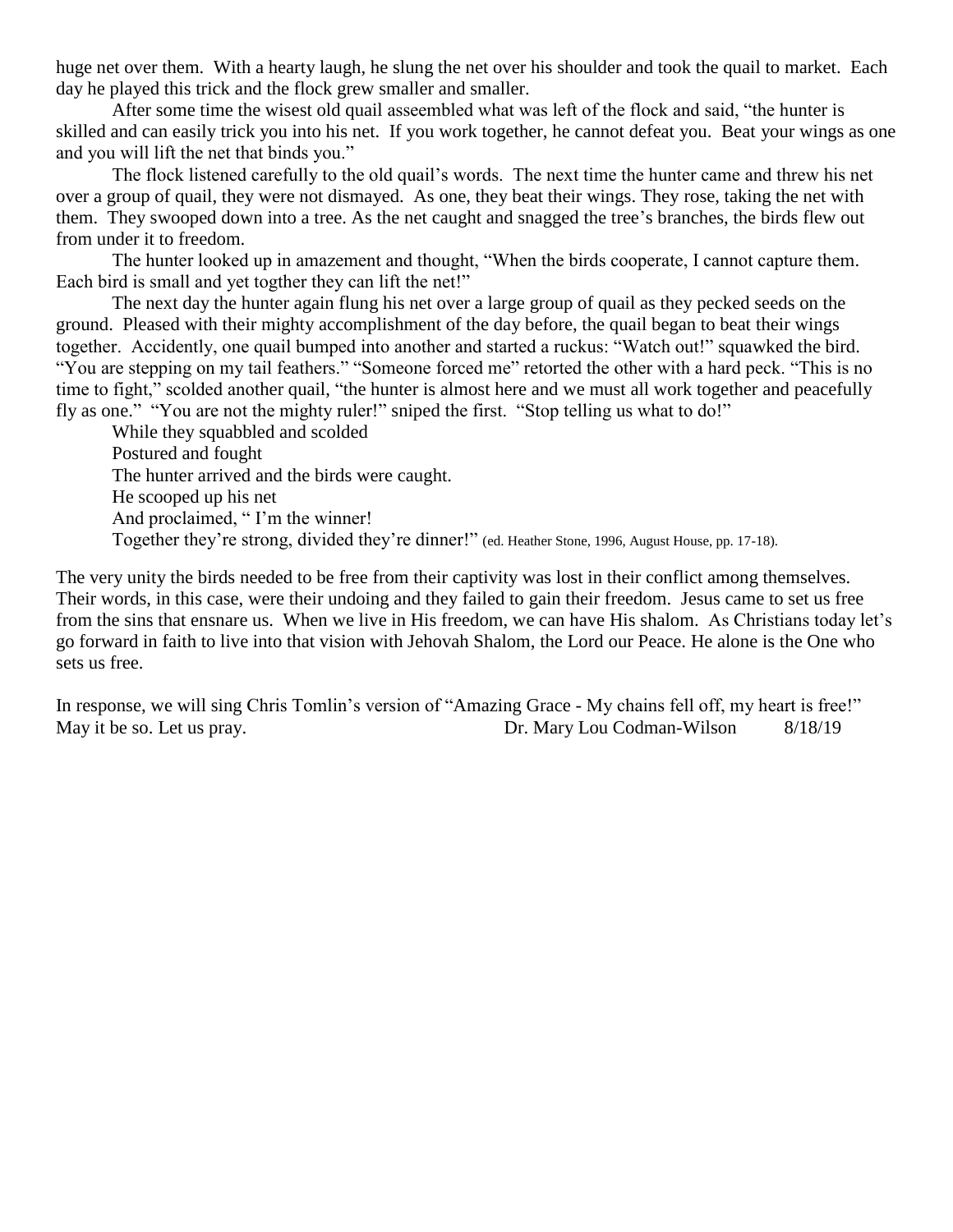huge net over them. With a hearty laugh, he slung the net over his shoulder and took the quail to market. Each day he played this trick and the flock grew smaller and smaller.

After some time the wisest old quail asseembled what was left of the flock and said, "the hunter is skilled and can easily trick you into his net. If you work together, he cannot defeat you. Beat your wings as one and you will lift the net that binds you."

The flock listened carefully to the old quail's words. The next time the hunter came and threw his net over a group of quail, they were not dismayed. As one, they beat their wings. They rose, taking the net with them. They swooped down into a tree. As the net caught and snagged the tree's branches, the birds flew out from under it to freedom.

The hunter looked up in amazement and thought, "When the birds cooperate, I cannot capture them. Each bird is small and yet togther they can lift the net!"

The next day the hunter again flung his net over a large group of quail as they pecked seeds on the ground. Pleased with their mighty accomplishment of the day before, the quail began to beat their wings together. Accidently, one quail bumped into another and started a ruckus: "Watch out!" squawked the bird. "You are stepping on my tail feathers." "Someone forced me" retorted the other with a hard peck. "This is no time to fight," scolded another quail, "the hunter is almost here and we must all work together and peacefully fly as one." "You are not the mighty ruler!" sniped the first. "Stop telling us what to do!"

While they squabbled and scolded
Postured and fought
The hunter arrived and the birds were caught.
He scooped up his net
And proclaimed, " I'm the winner!
Together they're strong, divided they're dinner!" (ed. Heather Stone, 1996, August House, pp. 17-18).

The very unity the birds needed to be free from their captivity was lost in their conflict among themselves. Their words, in this case, were their undoing and they failed to gain their freedom. Jesus came to set us free from the sins that ensnare us. When we live in His freedom, we can have His shalom. As Christians today let's go forward in faith to live into that vision with Jehovah Shalom, the Lord our Peace. He alone is the One who sets us free.

In response, we will sing Chris Tomlin's version of "Amazing Grace - My chains fell off, my heart is free!" May it be so. Let us pray. Dr. Mary Lou Codman-Wilson 8/18/19